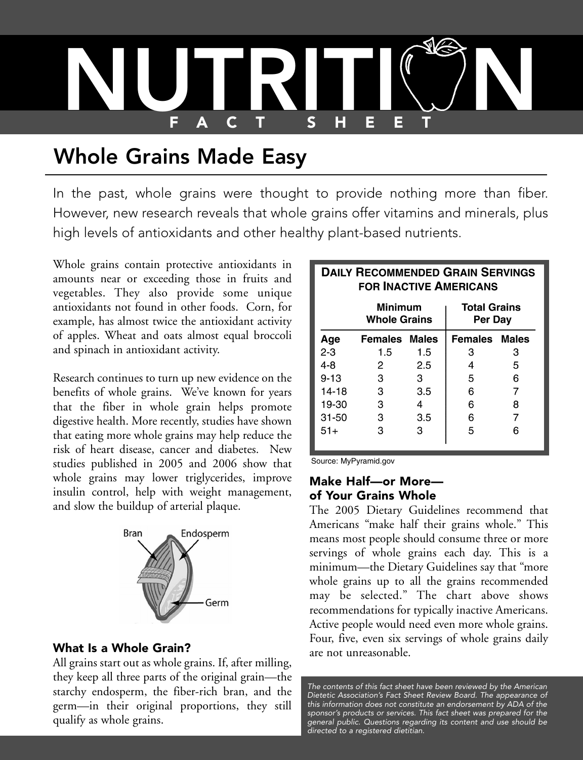# NUTRITION FACT SHEET

## Whole Grains Made Easy

In the past, whole grains were thought to provide nothing more than fiber. However, new research reveals that whole grains offer vitamins and minerals, plus high levels of antioxidants and other healthy plant-based nutrients.

Whole grains contain protective antioxidants in amounts near or exceeding those in fruits and vegetables. They also provide some unique antioxidants not found in other foods. Corn, for example, has almost twice the antioxidant activity of apples. Wheat and oats almost equal broccoli and spinach in antioxidant activity.

Research continues to turn up new evidence on the benefits of whole grains. We've known for years that the fiber in whole grain helps promote digestive health. More recently, studies have shown that eating more whole grains may help reduce the risk of heart disease, cancer and diabetes. New studies published in 2005 and 2006 show that whole grains may lower triglycerides, improve insulin control, help with weight management, and slow the buildup of arterial plaque.

Bran Endosperm Germ

### What Is a Whole Grain?

All grains start out as whole grains. If, after milling, they keep all three parts of the original grain—the starchy endosperm, the fiber-rich bran, and the germ—in their original proportions, they still qualify as whole grains.

**Daily Recommended Grain Servings for Inactive Americans**

| | Minimum Whole Grains | | Total Grains Per Day | |
|---|---|---|---|---|
| **Age** | **Females** | **Males** | **Females** | **Males** |
| 2-3 | 1.5 | 1.5 | 3 | 3 |
| 4-8 | 2 | 2.5 | 4 | 5 |
| 9-13 | 3 | 3 | 5 | 6 |
| 14-18 | 3 | 3.5 | 6 | 7 |
| 19-30 | 3 | 4 | 6 | 8 |
| 31-50 | 3 | 3.5 | 6 | 7 |
| 51+ | 3 | 3 | 5 | 6 |

Source: MyPyramid.gov

### Make Half—or More—of Your Grains Whole

The 2005 Dietary Guidelines recommend that Americans "make half their grains whole." This means most people should consume three or more servings of whole grains each day. This is a minimum—the Dietary Guidelines say that "more whole grains up to all the grains recommended may be selected." The chart above shows recommendations for typically inactive Americans. Active people would need even more whole grains. Four, five, even six servings of whole grains daily are not unreasonable.

*The contents of this fact sheet have been reviewed by the American Dietetic Association's Fact Sheet Review Board. The appearance of this information does not constitute an endorsement by ADA of the sponsor's products or services. This fact sheet was prepared for the general public. Questions regarding its content and use should be directed to a registered dietitian.*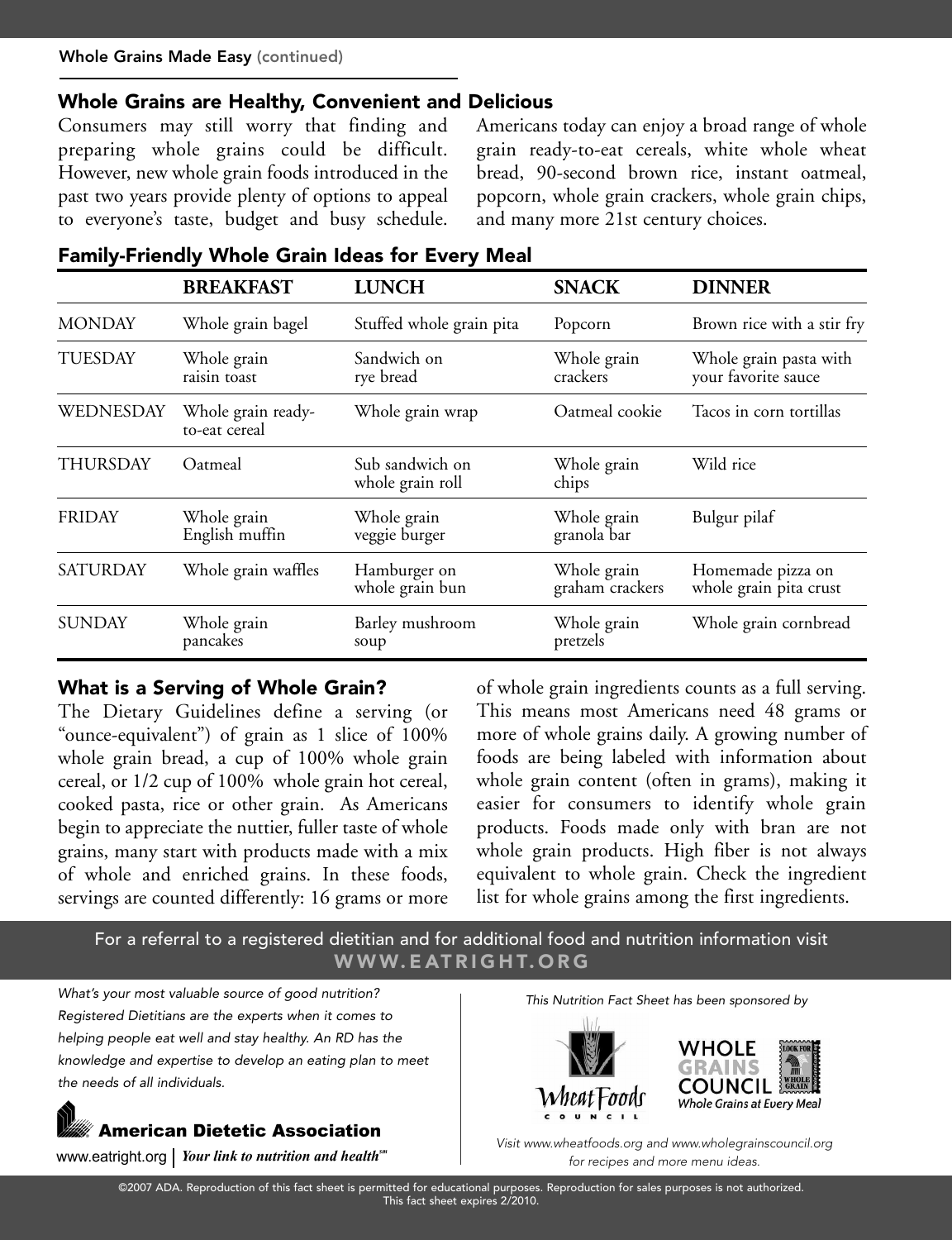Whole Grains Made Easy (continued)

## Whole Grains are Healthy, Convenient and Delicious

Consumers may still worry that finding and preparing whole grains could be difficult. However, new whole grain foods introduced in the past two years provide plenty of options to appeal to everyone's taste, budget and busy schedule. Americans today can enjoy a broad range of whole grain ready-to-eat cereals, white whole wheat bread, 90-second brown rice, instant oatmeal, popcorn, whole grain crackers, whole grain chips, and many more 21st century choices.

## Family-Friendly Whole Grain Ideas for Every Meal

| | BREAKFAST | LUNCH | SNACK | DINNER |
|---|---|---|---|---|
| MONDAY | Whole grain bagel | Stuffed whole grain pita | Popcorn | Brown rice with a stir fry |
| TUESDAY | Whole grain raisin toast | Sandwich on rye bread | Whole grain crackers | Whole grain pasta with your favorite sauce |
| WEDNESDAY | Whole grain ready-to-eat cereal | Whole grain wrap | Oatmeal cookie | Tacos in corn tortillas |
| THURSDAY | Oatmeal | Sub sandwich on whole grain roll | Whole grain chips | Wild rice |
| FRIDAY | Whole grain English muffin | Whole grain veggie burger | Whole grain granola bar | Bulgur pilaf |
| SATURDAY | Whole grain waffles | Hamburger on whole grain bun | Whole grain graham crackers | Homemade pizza on whole grain pita crust |
| SUNDAY | Whole grain pancakes | Barley mushroom soup | Whole grain pretzels | Whole grain cornbread |

## What is a Serving of Whole Grain?

The Dietary Guidelines define a serving (or "ounce-equivalent") of grain as 1 slice of 100% whole grain bread, a cup of 100% whole grain cereal, or 1/2 cup of 100% whole grain hot cereal, cooked pasta, rice or other grain. As Americans begin to appreciate the nuttier, fuller taste of whole grains, many start with products made with a mix of whole and enriched grains. In these foods, servings are counted differently: 16 grams or more of whole grain ingredients counts as a full serving. This means most Americans need 48 grams or more of whole grains daily. A growing number of foods are being labeled with information about whole grain content (often in grams), making it easier for consumers to identify whole grain products. Foods made only with bran are not whole grain products. High fiber is not always equivalent to whole grain. Check the ingredient list for whole grains among the first ingredients.

For a referral to a registered dietitian and for additional food and nutrition information visit
**WWW.EATRIGHT.ORG**

*What's your most valuable source of good nutrition? Registered Dietitians are the experts when it comes to helping people eat well and stay healthy. An RD has the knowledge and expertise to develop an eating plan to meet the needs of all individuals.*

**American Dietetic Association**

www.eatright.org | *Your link to nutrition and health*[sm]

*This Nutrition Fact Sheet has been sponsored by*

Wheat Foods Council

WHOLE GRAINS COUNCIL — *Whole Grains at Every Meal*

*Visit www.wheatfoods.org and www.wholegrainscouncil.org for recipes and more menu ideas.*

©2007 ADA. Reproduction of this fact sheet is permitted for educational purposes. Reproduction for sales purposes is not authorized. This fact sheet expires 2/2010.